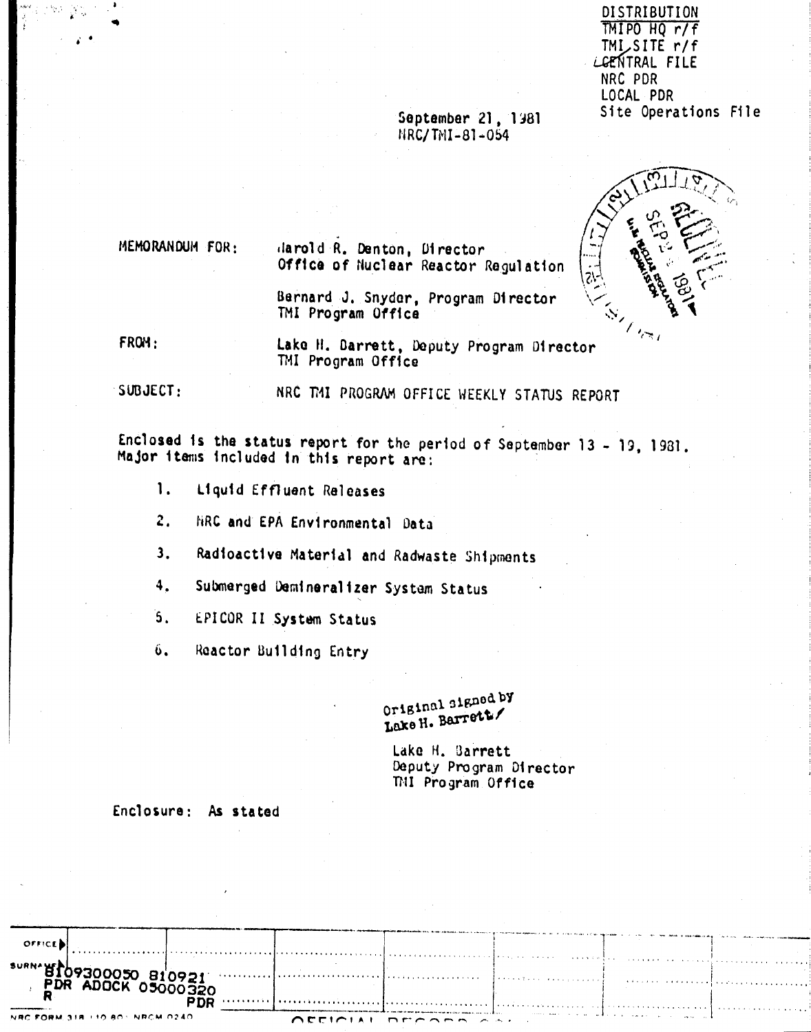DISTRIBUTION
TMIPO HQ r/f
TMI SITE r/f
CENTRAL FILE
NRC PDR
LOCAL PDR
Site Operations File

September 21, 1981
NRC/TMI-81-054

MEMORANDUM FOR: Harold R. Denton, Director
Office of Nuclear Reactor Regulation

Bernard J. Snyder, Program Director
TMI Program Office

FROM: Lake H. Barrett, Deputy Program Director
TMI Program Office

SUBJECT: NRC TMI PROGRAM OFFICE WEEKLY STATUS REPORT

Enclosed is the status report for the period of September 13 - 19, 1981. Major items included in this report are:

1. Liquid Effluent Releases
2. NRC and EPA Environmental Data
3. Radioactive Material and Radwaste Shipments
4. Submerged Demineralizer System Status
5. EPICOR II System Status
6. Reactor Building Entry

Original signed by
Lake H. Barrett

Lake H. Barrett
Deputy Program Director
TMI Program Office

Enclosure: As stated

8109300050 810921
PDR ADOCK 05000320
R PDR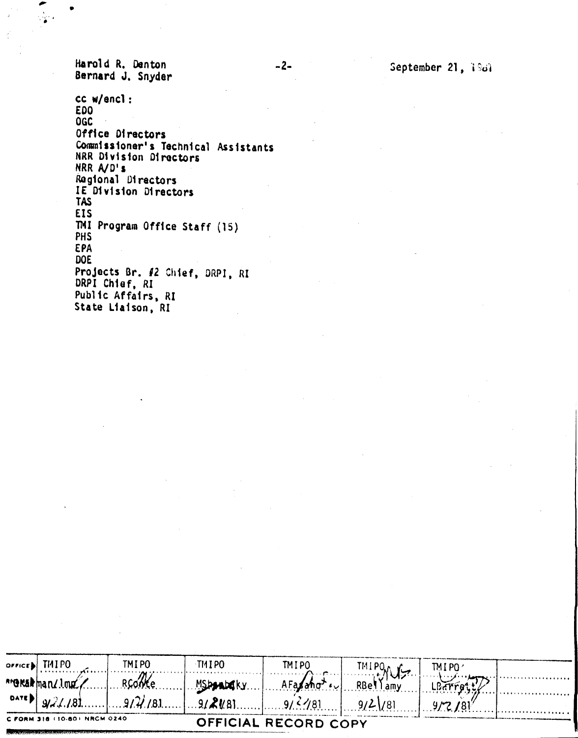Harold R. Denton
Bernard J. Snyder

September 21, 1981

cc w/encl:
EDO
OGC
Office Directors
Commissioner's Technical Assistants
NRR Division Directors
NRR A/D's
Regional Directors
IE Division Directors
TAS
EIS
TMI Program Office Staff (15)
PHS
EPA
DOE
Projects Br. #2 Chief, DRPI, RI
DRPI Chief, RI
Public Affairs, RI
State Liaison, RI

| OFFICE | TMIPO | TMIPO | TMIPO | TMIPO | TMIPO | TMIPO | |
|---|---|---|---|---|---|---|---|
| SURNAME | man/lmz | RConte | MShanbaky | AFasano | RBellamy | LBarrett | |
| DATE | 9/21/81 | 9/21/81 | 9/21/81 | 9/21/81 | 9/21/81 | 9/21/81 | |

NRC FORM 318 (10-80) NRCM 0240

OFFICIAL RECORD COPY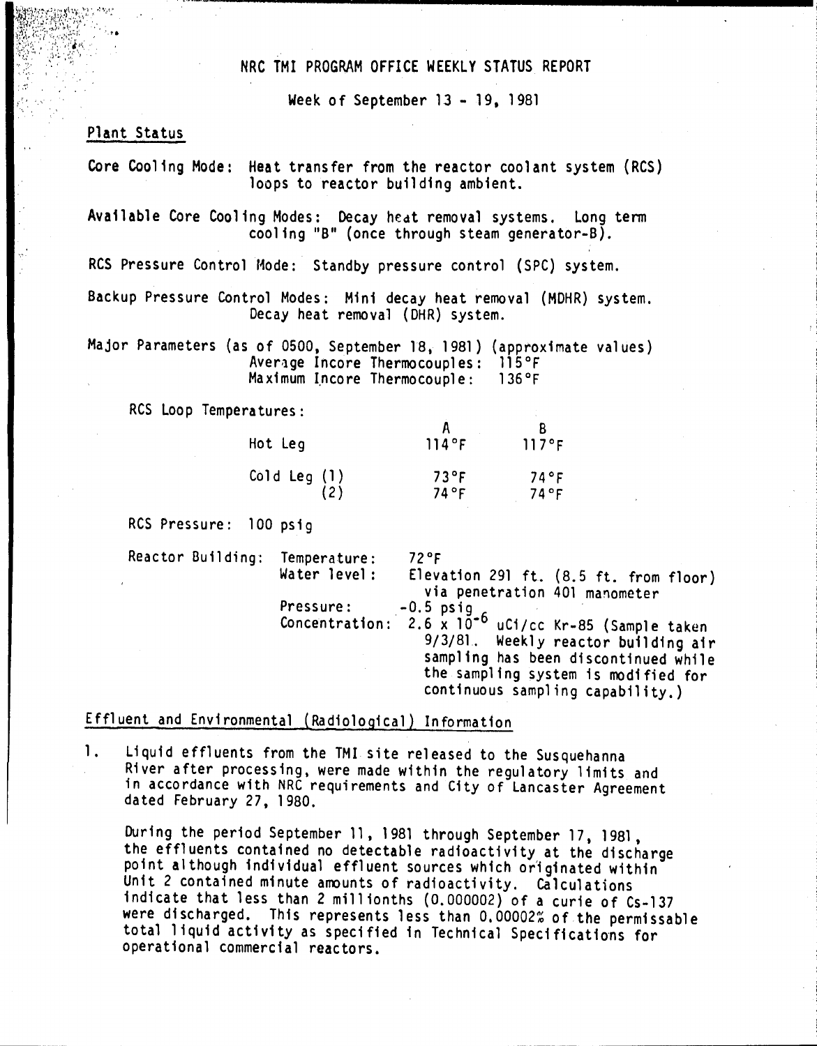# NRC TMI PROGRAM OFFICE WEEKLY STATUS REPORT

Week of September 13 - 19, 1981

## Plant Status

Core Cooling Mode: Heat transfer from the reactor coolant system (RCS) loops to reactor building ambient.

Available Core Cooling Modes: Decay heat removal systems. Long term cooling "B" (once through steam generator-B).

RCS Pressure Control Mode: Standby pressure control (SPC) system.

Backup Pressure Control Modes: Mini decay heat removal (MDHR) system. Decay heat removal (DHR) system.

Major Parameters (as of 0500, September 18, 1981) (approximate values)
Average Incore Thermocouples: 115°F
Maximum Incore Thermocouple: 136°F

RCS Loop Temperatures:

| | | A | B |
|---|---|---|---|
| Hot Leg | | 114°F | 117°F |
| Cold Leg | (1) | 73°F | 74°F |
| | (2) | 74°F | 74°F |

RCS Pressure: 100 psig

Reactor Building:
- Temperature: 72°F
- Water level: Elevation 291 ft. (8.5 ft. from floor) via penetration 401 manometer
- Pressure: -0.5 psig
- Concentration: $2.6 \times 10^{-6}$ uCi/cc Kr-85 (Sample taken 9/3/81. Weekly reactor building air sampling has been discontinued while the sampling system is modified for continuous sampling capability.)

## Effluent and Environmental (Radiological) Information

1. Liquid effluents from the TMI site released to the Susquehanna River after processing, were made within the regulatory limits and in accordance with NRC requirements and City of Lancaster Agreement dated February 27, 1980.

   During the period September 11, 1981 through September 17, 1981, the effluents contained no detectable radioactivity at the discharge point although individual effluent sources which originated within Unit 2 contained minute amounts of radioactivity. Calculations indicate that less than 2 millionths (0.000002) of a curie of Cs-137 were discharged. This represents less than 0.00002% of the permissable total liquid activity as specified in Technical Specifications for operational commercial reactors.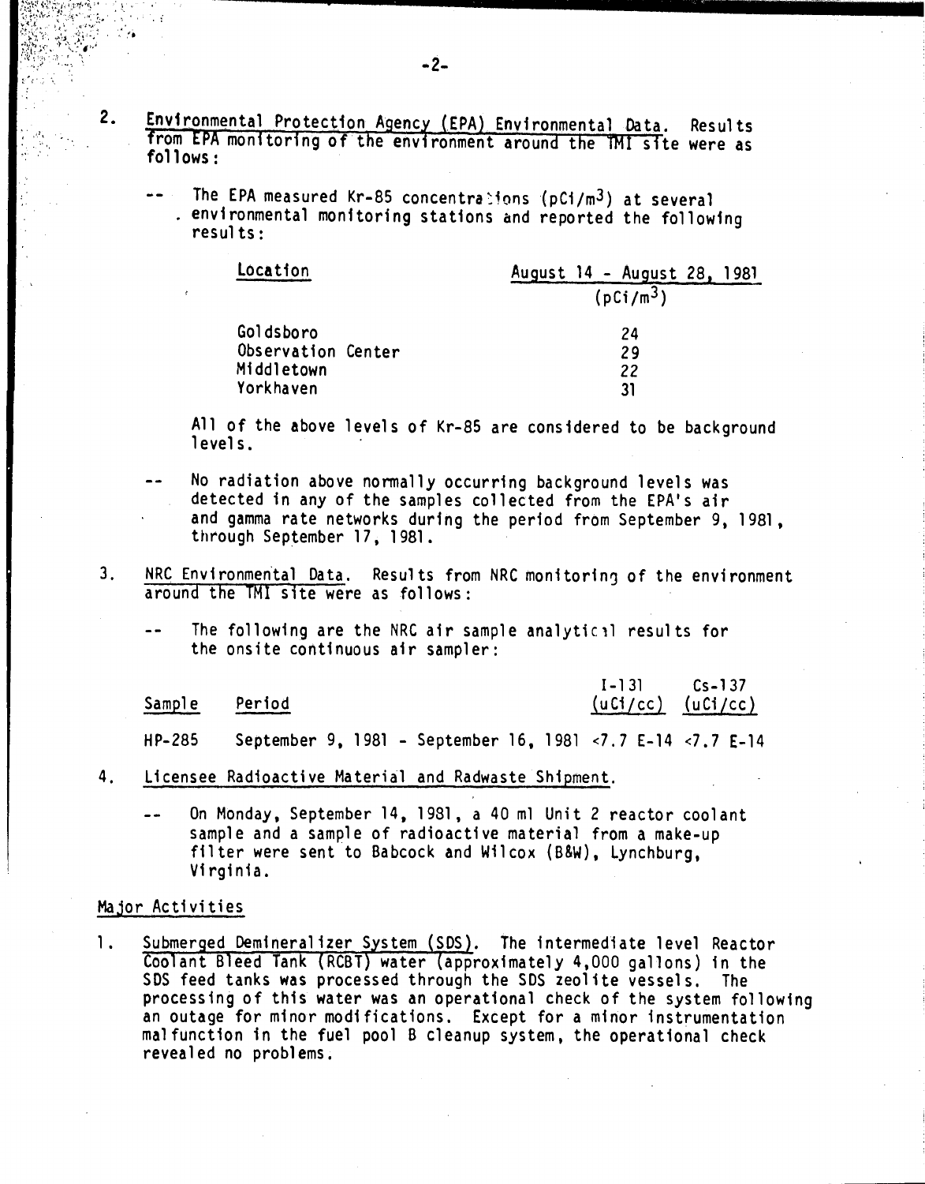2. Environmental Protection Agency (EPA) Environmental Data. Results from EPA monitoring of the environment around the TMI site were as follows:

   -- The EPA measured Kr-85 concentrations (pCi/m$^3$) at several environmental monitoring stations and reported the following results:

| Location | August 14 - August 28, 1981 (pCi/m$^3$) |
|---|---|
| Goldsboro | 24 |
| Observation Center | 29 |
| Middletown | 22 |
| Yorkhaven | 31 |

   All of the above levels of Kr-85 are considered to be background levels.

   -- No radiation above normally occurring background levels was detected in any of the samples collected from the EPA's air and gamma rate networks during the period from September 9, 1981, through September 17, 1981.

3. NRC Environmental Data. Results from NRC monitoring of the environment around the TMI site were as follows:

   -- The following are the NRC air sample analytical results for the onsite continuous air sampler:

| Sample | Period | I-131 (uCi/cc) | Cs-137 (uCi/cc) |
|---|---|---|---|
| HP-285 | September 9, 1981 - September 16, 1981 | <7.7 E-14 | <7.7 E-14 |

4. Licensee Radioactive Material and Radwaste Shipment.

   -- On Monday, September 14, 1981, a 40 ml Unit 2 reactor coolant sample and a sample of radioactive material from a make-up filter were sent to Babcock and Wilcox (B&W), Lynchburg, Virginia.

## Major Activities

1. Submerged Demineralizer System (SDS). The intermediate level Reactor Coolant Bleed Tank (RCBT) water (approximately 4,000 gallons) in the SDS feed tanks was processed through the SDS zeolite vessels. The processing of this water was an operational check of the system following an outage for minor modifications. Except for a minor instrumentation malfunction in the fuel pool B cleanup system, the operational check revealed no problems.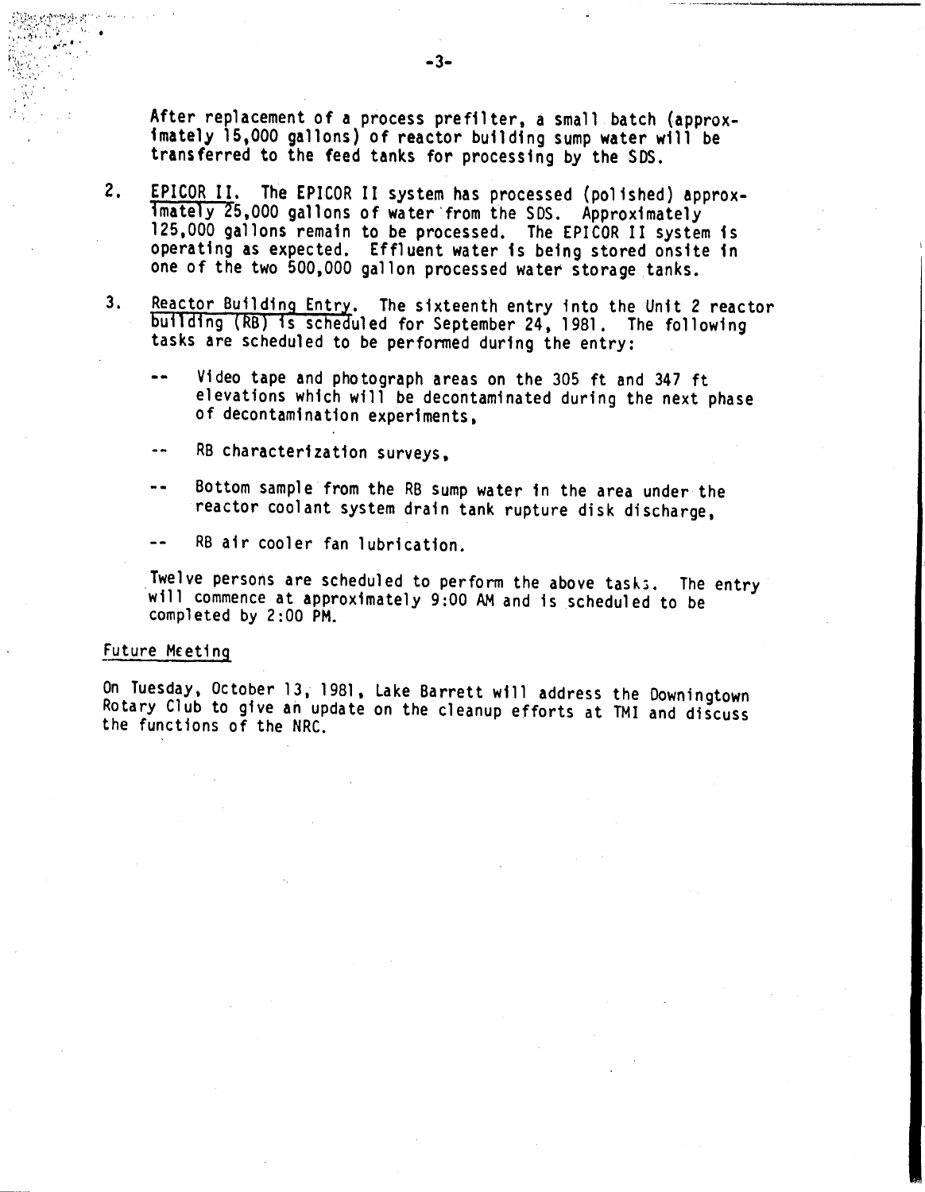After replacement of a process prefilter, a small batch (approximately 15,000 gallons) of reactor building sump water will be transferred to the feed tanks for processing by the SDS.

2. EPICOR II. The EPICOR II system has processed (polished) approximately 25,000 gallons of water from the SDS. Approximately 125,000 gallons remain to be processed. The EPICOR II system is operating as expected. Effluent water is being stored onsite in one of the two 500,000 gallon processed water storage tanks.

3. Reactor Building Entry. The sixteenth entry into the Unit 2 reactor building (RB) is scheduled for September 24, 1981. The following tasks are scheduled to be performed during the entry:

   -- Video tape and photograph areas on the 305 ft and 347 ft elevations which will be decontaminated during the next phase of decontamination experiments,

   -- RB characterization surveys,

   -- Bottom sample from the RB sump water in the area under the reactor coolant system drain tank rupture disk discharge,

   -- RB air cooler fan lubrication.

   Twelve persons are scheduled to perform the above tasks. The entry will commence at approximately 9:00 AM and is scheduled to be completed by 2:00 PM.

## Future Meeting

On Tuesday, October 13, 1981, Lake Barrett will address the Downingtown Rotary Club to give an update on the cleanup efforts at TMI and discuss the functions of the NRC.